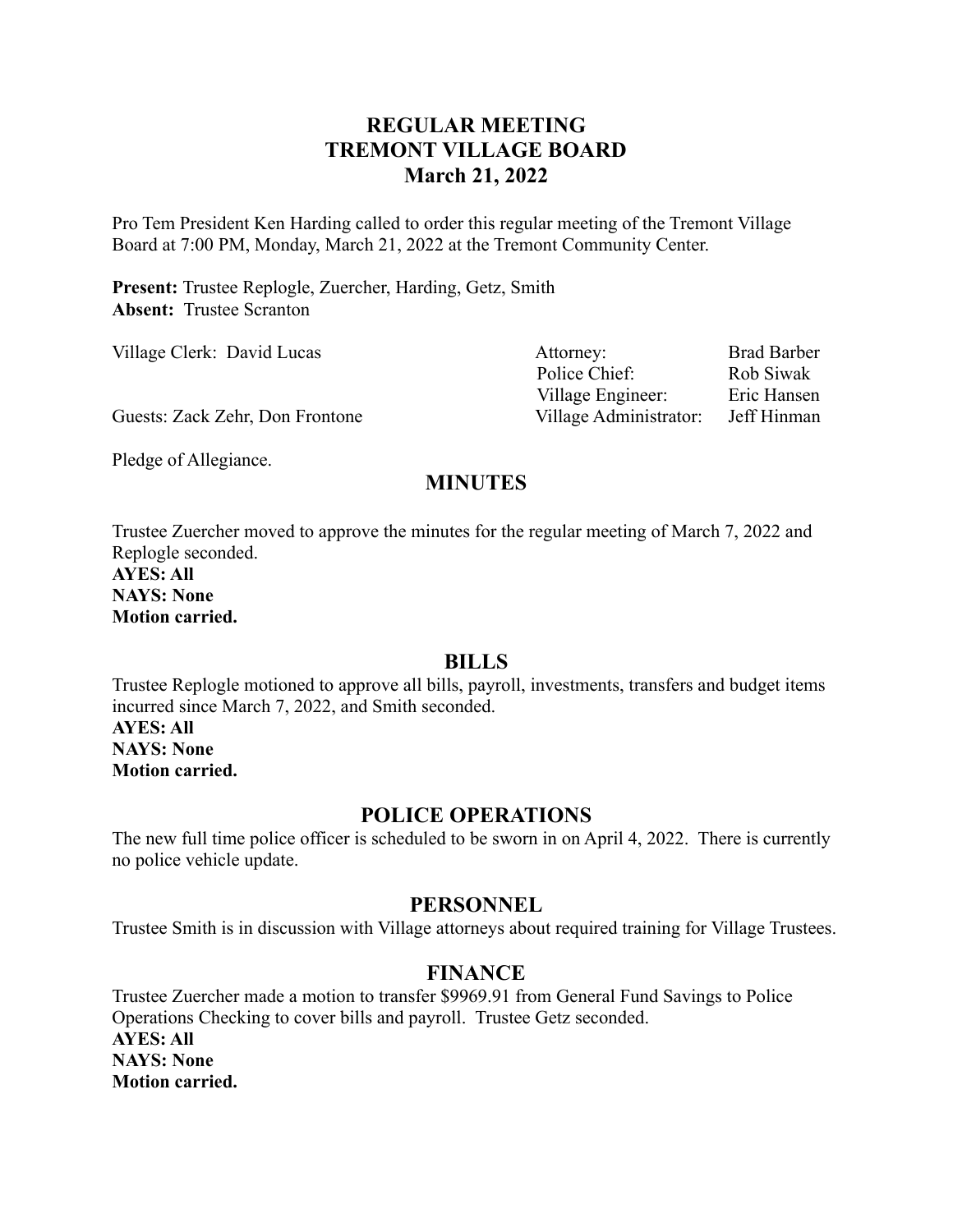# REGULAR MEETING
# TREMONT VILLAGE BOARD
# March 21, 2022

Pro Tem President Ken Harding called to order this regular meeting of the Tremont Village Board at 7:00 PM, Monday, March 21, 2022 at the Tremont Community Center.

**Present:** Trustee Replogle, Zuercher, Harding, Getz, Smith
**Absent:** Trustee Scranton

Village Clerk: David Lucas

| | |
|---|---|
| Attorney: | Brad Barber |
| Police Chief: | Rob Siwak |
| Village Engineer: | Eric Hansen |
| Village Administrator: | Jeff Hinman |

Guests: Zack Zehr, Don Frontone

Pledge of Allegiance.

## MINUTES

Trustee Zuercher moved to approve the minutes for the regular meeting of March 7, 2022 and Replogle seconded.
**AYES: All**
**NAYS: None**
**Motion carried.**

## BILLS

Trustee Replogle motioned to approve all bills, payroll, investments, transfers and budget items incurred since March 7, 2022, and Smith seconded.
**AYES: All**
**NAYS: None**
**Motion carried.**

## POLICE OPERATIONS

The new full time police officer is scheduled to be sworn in on April 4, 2022. There is currently no police vehicle update.

## PERSONNEL

Trustee Smith is in discussion with Village attorneys about required training for Village Trustees.

## FINANCE

Trustee Zuercher made a motion to transfer $9969.91 from General Fund Savings to Police Operations Checking to cover bills and payroll. Trustee Getz seconded.
**AYES: All**
**NAYS: None**
**Motion carried.**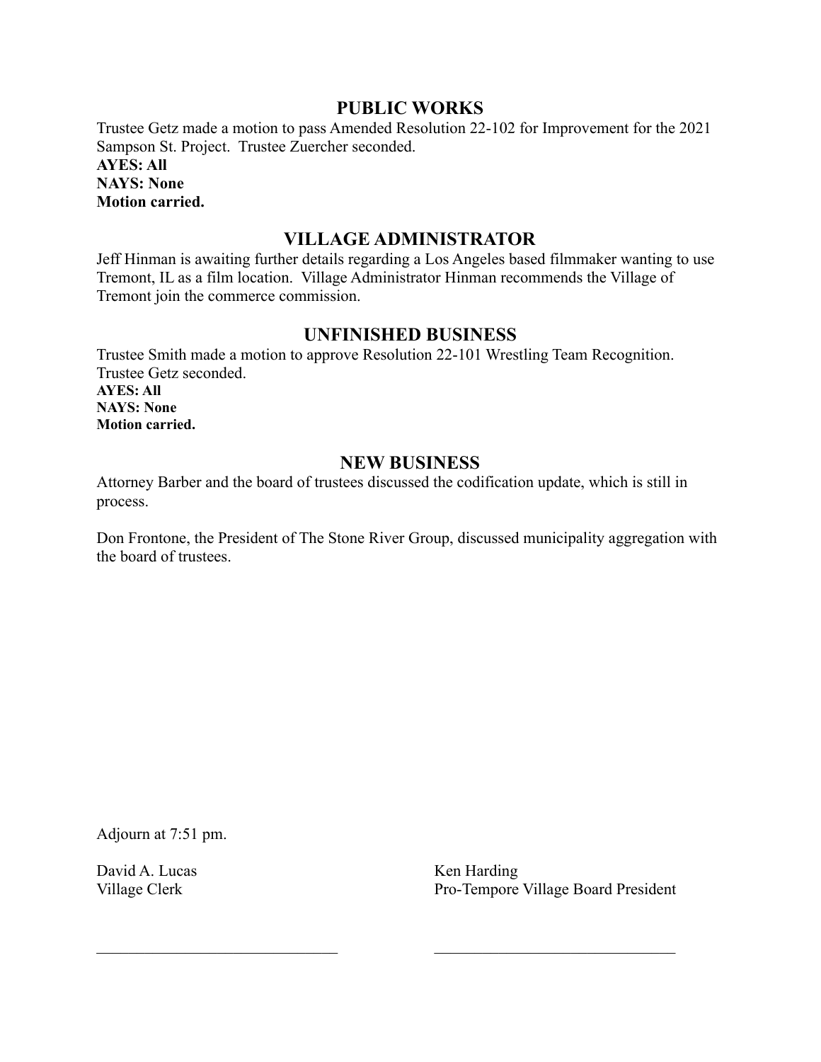## PUBLIC WORKS

Trustee Getz made a motion to pass Amended Resolution 22-102 for Improvement for the 2021 Sampson St. Project. Trustee Zuercher seconded.

**AYES: All**
**NAYS: None**
**Motion carried.**

## VILLAGE ADMINISTRATOR

Jeff Hinman is awaiting further details regarding a Los Angeles based filmmaker wanting to use Tremont, IL as a film location. Village Administrator Hinman recommends the Village of Tremont join the commerce commission.

## UNFINISHED BUSINESS

Trustee Smith made a motion to approve Resolution 22-101 Wrestling Team Recognition. Trustee Getz seconded.

**AYES: All**
**NAYS: None**
**Motion carried.**

## NEW BUSINESS

Attorney Barber and the board of trustees discussed the codification update, which is still in process.

Don Frontone, the President of The Stone River Group, discussed municipality aggregation with the board of trustees.

Adjourn at 7:51 pm.

David A. Lucas
Village Clerk

Ken Harding
Pro-Tempore Village Board President

______________________________

______________________________